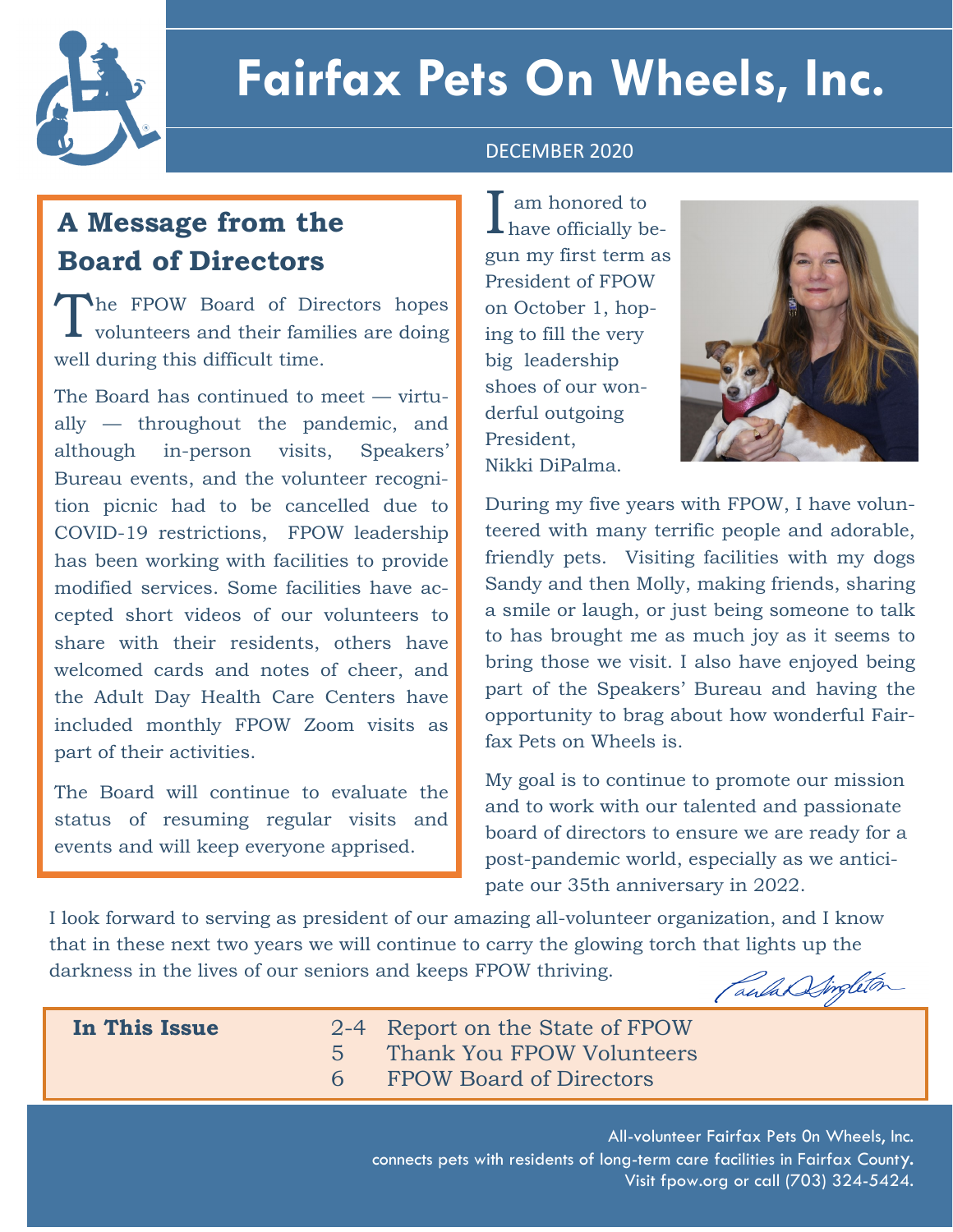# Fairfax Pets On Wheels, Inc.

DECEMBER 2020

## A Message from the Board of Directors

The FPOW Board of Directors hopes volunteers and their families are doing well during this difficult time.

The Board has continued to meet — virtually — throughout the pandemic, and although in-person visits, Speakers' Bureau events, and the volunteer recognition picnic had to be cancelled due to COVID-19 restrictions, FPOW leadership has been working with facilities to provide modified services. Some facilities have accepted short videos of our volunteers to share with their residents, others have welcomed cards and notes of cheer, and the Adult Day Health Care Centers have included monthly FPOW Zoom visits as part of their activities.

The Board will continue to evaluate the status of resuming regular visits and events and will keep everyone apprised.

I am honored to have officially begun my first term as President of FPOW on October 1, hoping to fill the very big leadership shoes of our wonderful outgoing President, Nikki DiPalma.

During my five years with FPOW, I have volunteered with many terrific people and adorable, friendly pets. Visiting facilities with my dogs Sandy and then Molly, making friends, sharing a smile or laugh, or just being someone to talk to has brought me as much joy as it seems to bring those we visit. I also have enjoyed being part of the Speakers' Bureau and having the opportunity to brag about how wonderful Fairfax Pets on Wheels is.

My goal is to continue to promote our mission and to work with our talented and passionate board of directors to ensure we are ready for a post-pandemic world, especially as we anticipate our 35th anniversary in 2022.

I look forward to serving as president of our amazing all-volunteer organization, and I know that in these next two years we will continue to carry the glowing torch that lights up the darkness in the lives of our seniors and keeps FPOW thriving.

Paula D Singleton

**In This Issue**

- 2-4 Report on the State of FPOW
- 5 Thank You FPOW Volunteers
- 6 FPOW Board of Directors

All-volunteer Fairfax Pets On Wheels, Inc. connects pets with residents of long-term care facilities in Fairfax County. Visit fpow.org or call (703) 324-5424.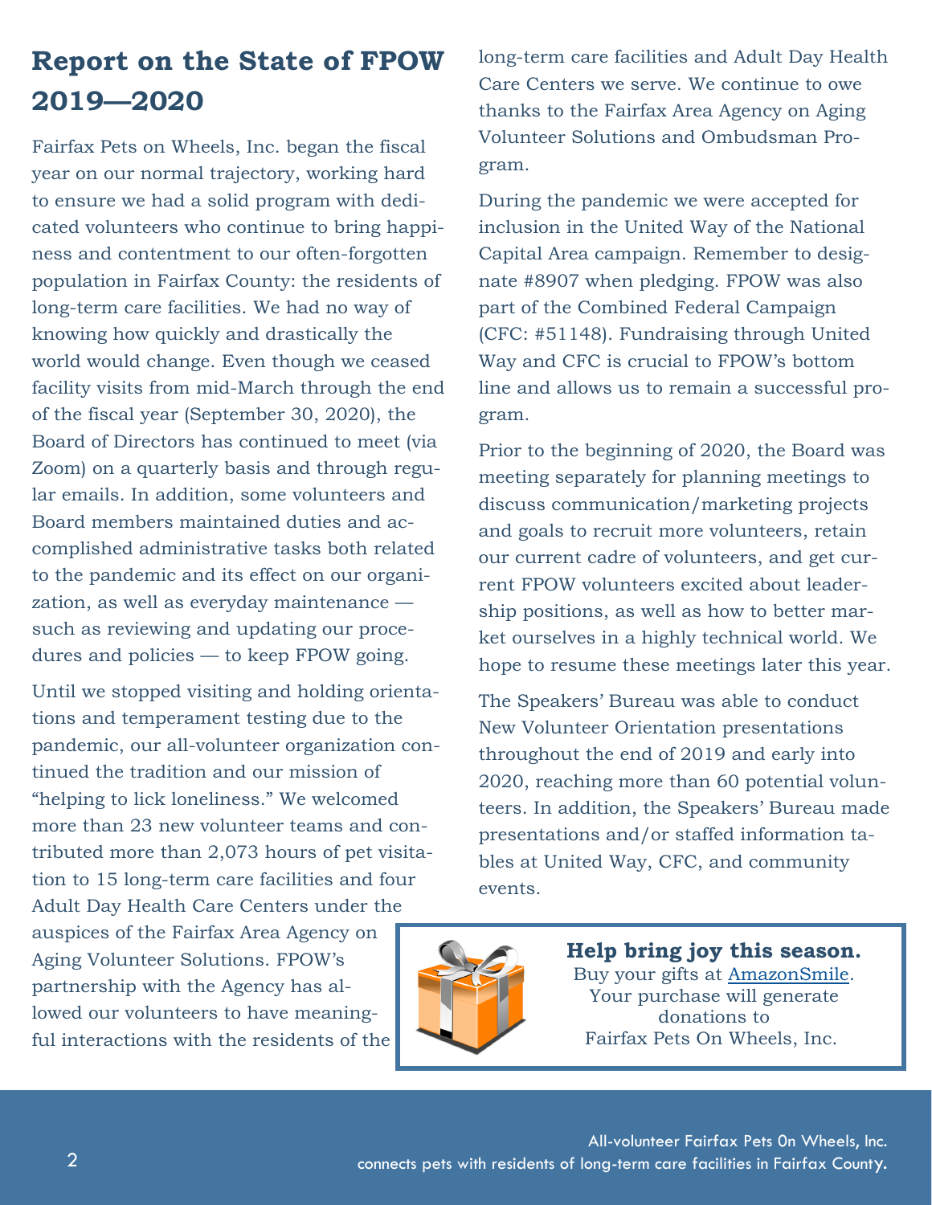# Report on the State of FPOW 2019—2020

Fairfax Pets on Wheels, Inc. began the fiscal year on our normal trajectory, working hard to ensure we had a solid program with dedicated volunteers who continue to bring happiness and contentment to our often-forgotten population in Fairfax County: the residents of long-term care facilities. We had no way of knowing how quickly and drastically the world would change. Even though we ceased facility visits from mid-March through the end of the fiscal year (September 30, 2020), the Board of Directors has continued to meet (via Zoom) on a quarterly basis and through regular emails. In addition, some volunteers and Board members maintained duties and accomplished administrative tasks both related to the pandemic and its effect on our organization, as well as everyday maintenance — such as reviewing and updating our procedures and policies — to keep FPOW going.

Until we stopped visiting and holding orientations and temperament testing due to the pandemic, our all-volunteer organization continued the tradition and our mission of "helping to lick loneliness." We welcomed more than 23 new volunteer teams and contributed more than 2,073 hours of pet visitation to 15 long-term care facilities and four Adult Day Health Care Centers under the auspices of the Fairfax Area Agency on Aging Volunteer Solutions. FPOW's partnership with the Agency has allowed our volunteers to have meaningful interactions with the residents of the long-term care facilities and Adult Day Health Care Centers we serve. We continue to owe thanks to the Fairfax Area Agency on Aging Volunteer Solutions and Ombudsman Program.

During the pandemic we were accepted for inclusion in the United Way of the National Capital Area campaign. Remember to designate #8907 when pledging. FPOW was also part of the Combined Federal Campaign (CFC: #51148). Fundraising through United Way and CFC is crucial to FPOW's bottom line and allows us to remain a successful program.

Prior to the beginning of 2020, the Board was meeting separately for planning meetings to discuss communication/marketing projects and goals to recruit more volunteers, retain our current cadre of volunteers, and get current FPOW volunteers excited about leadership positions, as well as how to better market ourselves in a highly technical world. We hope to resume these meetings later this year.

The Speakers' Bureau was able to conduct New Volunteer Orientation presentations throughout the end of 2019 and early into 2020, reaching more than 60 potential volunteers. In addition, the Speakers' Bureau made presentations and/or staffed information tables at United Way, CFC, and community events.

**Help bring joy this season.**
Buy your gifts at AmazonSmile. Your purchase will generate donations to Fairfax Pets On Wheels, Inc.

All-volunteer Fairfax Pets On Wheels, Inc. connects pets with residents of long-term care facilities in Fairfax County.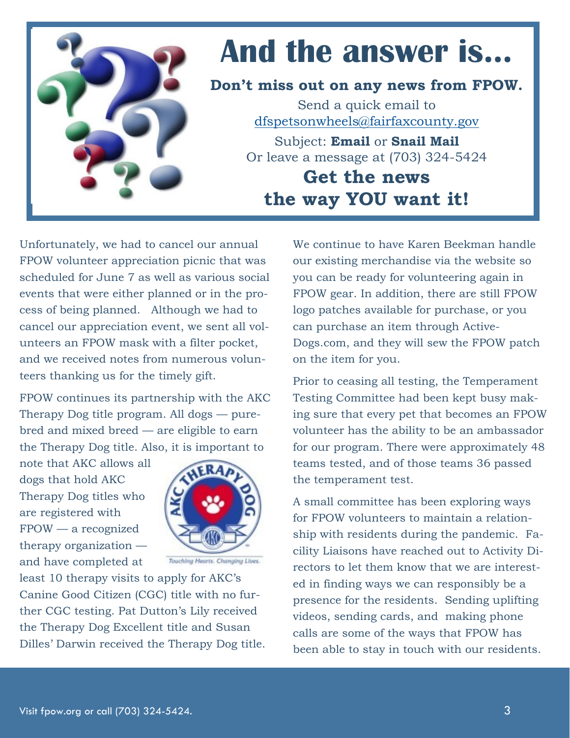# And the answer is...

**Don't miss out on any news from FPOW.**

Send a quick email to
dfspetsonwheels@fairfaxcounty.gov

Subject: **Email** or **Snail Mail**
Or leave a message at (703) 324-5424

**Get the news the way YOU want it!**

Unfortunately, we had to cancel our annual FPOW volunteer appreciation picnic that was scheduled for June 7 as well as various social events that were either planned or in the process of being planned. Although we had to cancel our appreciation event, we sent all volunteers an FPOW mask with a filter pocket, and we received notes from numerous volunteers thanking us for the timely gift.

FPOW continues its partnership with the AKC Therapy Dog title program. All dogs — purebred and mixed breed — are eligible to earn the Therapy Dog title. Also, it is important to note that AKC allows all dogs that hold AKC Therapy Dog titles who are registered with FPOW — a recognized therapy organization — and have completed at least 10 therapy visits to apply for AKC's Canine Good Citizen (CGC) title with no further CGC testing. Pat Dutton's Lily received the Therapy Dog Excellent title and Susan Dilles' Darwin received the Therapy Dog title.

*Touching Hearts. Changing Lives.*

We continue to have Karen Beekman handle our existing merchandise via the website so you can be ready for volunteering again in FPOW gear. In addition, there are still FPOW logo patches available for purchase, or you can purchase an item through Active-Dogs.com, and they will sew the FPOW patch on the item for you.

Prior to ceasing all testing, the Temperament Testing Committee had been kept busy making sure that every pet that becomes an FPOW volunteer has the ability to be an ambassador for our program. There were approximately 48 teams tested, and of those teams 36 passed the temperament test.

A small committee has been exploring ways for FPOW volunteers to maintain a relationship with residents during the pandemic. Facility Liaisons have reached out to Activity Directors to let them know that we are interested in finding ways we can responsibly be a presence for the residents. Sending uplifting videos, sending cards, and making phone calls are some of the ways that FPOW has been able to stay in touch with our residents.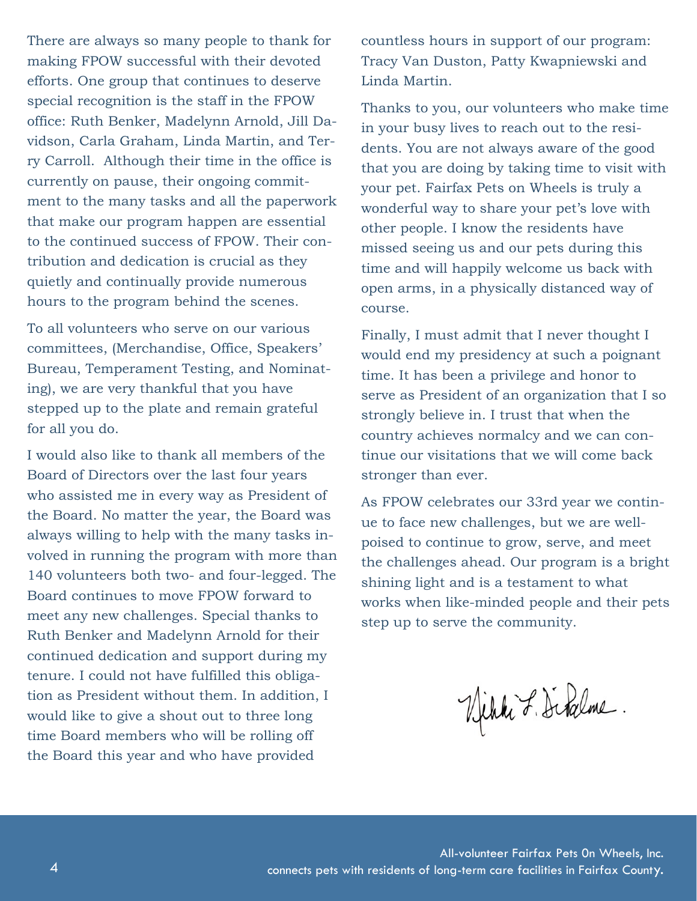There are always so many people to thank for making FPOW successful with their devoted efforts. One group that continues to deserve special recognition is the staff in the FPOW office: Ruth Benker, Madelynn Arnold, Jill Davidson, Carla Graham, Linda Martin, and Terry Carroll. Although their time in the office is currently on pause, their ongoing commitment to the many tasks and all the paperwork that make our program happen are essential to the continued success of FPOW. Their contribution and dedication is crucial as they quietly and continually provide numerous hours to the program behind the scenes.

To all volunteers who serve on our various committees, (Merchandise, Office, Speakers' Bureau, Temperament Testing, and Nominating), we are very thankful that you have stepped up to the plate and remain grateful for all you do.

I would also like to thank all members of the Board of Directors over the last four years who assisted me in every way as President of the Board. No matter the year, the Board was always willing to help with the many tasks involved in running the program with more than 140 volunteers both two- and four-legged. The Board continues to move FPOW forward to meet any new challenges. Special thanks to Ruth Benker and Madelynn Arnold for their continued dedication and support during my tenure. I could not have fulfilled this obligation as President without them. In addition, I would like to give a shout out to three long time Board members who will be rolling off the Board this year and who have provided countless hours in support of our program: Tracy Van Duston, Patty Kwapniewski and Linda Martin.

Thanks to you, our volunteers who make time in your busy lives to reach out to the residents. You are not always aware of the good that you are doing by taking time to visit with your pet. Fairfax Pets on Wheels is truly a wonderful way to share your pet's love with other people. I know the residents have missed seeing us and our pets during this time and will happily welcome us back with open arms, in a physically distanced way of course.

Finally, I must admit that I never thought I would end my presidency at such a poignant time. It has been a privilege and honor to serve as President of an organization that I so strongly believe in. I trust that when the country achieves normalcy and we can continue our visitations that we will come back stronger than ever.

As FPOW celebrates our 33rd year we continue to face new challenges, but we are well-poised to continue to grow, serve, and meet the challenges ahead. Our program is a bright shining light and is a testament to what works when like-minded people and their pets step up to serve the community.

Nikki L. DiPalma.

All-volunteer Fairfax Pets On Wheels, Inc. connects pets with residents of long-term care facilities in Fairfax County.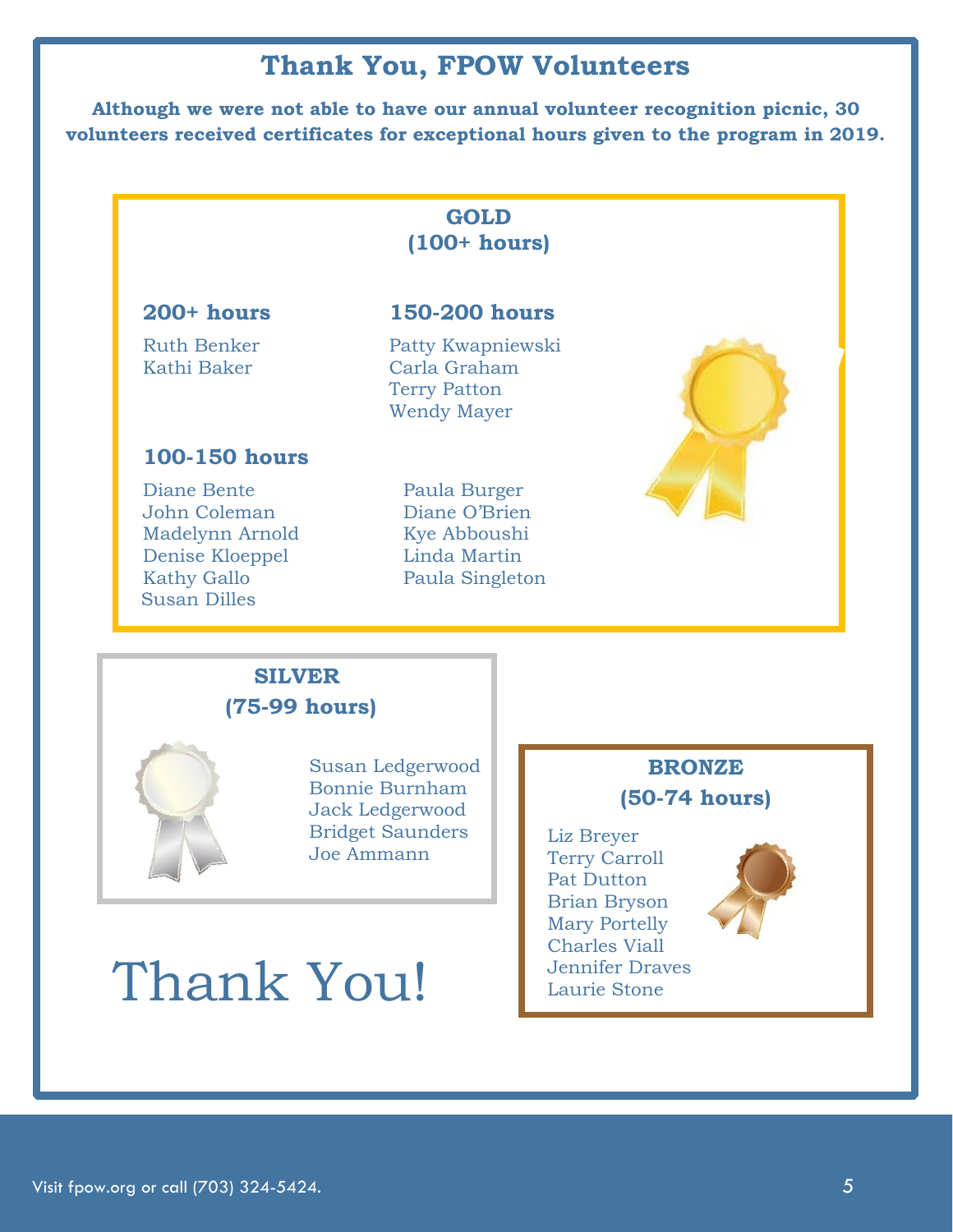# Thank You, FPOW Volunteers

**Although we were not able to have our annual volunteer recognition picnic, 30 volunteers received certificates for exceptional hours given to the program in 2019.**

## GOLD (100+ hours)

### 200+ hours

Ruth Benker
Kathi Baker

### 150-200 hours

Patty Kwapniewski
Carla Graham
Terry Patton
Wendy Mayer

### 100-150 hours

Diane Bente
John Coleman
Madelynn Arnold
Denise Kloeppel
Kathy Gallo
Susan Dilles
Paula Burger
Diane O'Brien
Kye Abboushi
Linda Martin
Paula Singleton

## SILVER (75-99 hours)

Susan Ledgerwood
Bonnie Burnham
Jack Ledgerwood
Bridget Saunders
Joe Ammann

## BRONZE (50-74 hours)

Liz Breyer
Terry Carroll
Pat Dutton
Brian Bryson
Mary Portelly
Charles Viall
Jennifer Draves
Laurie Stone

# Thank You!

Visit fpow.org or call (703) 324-5424.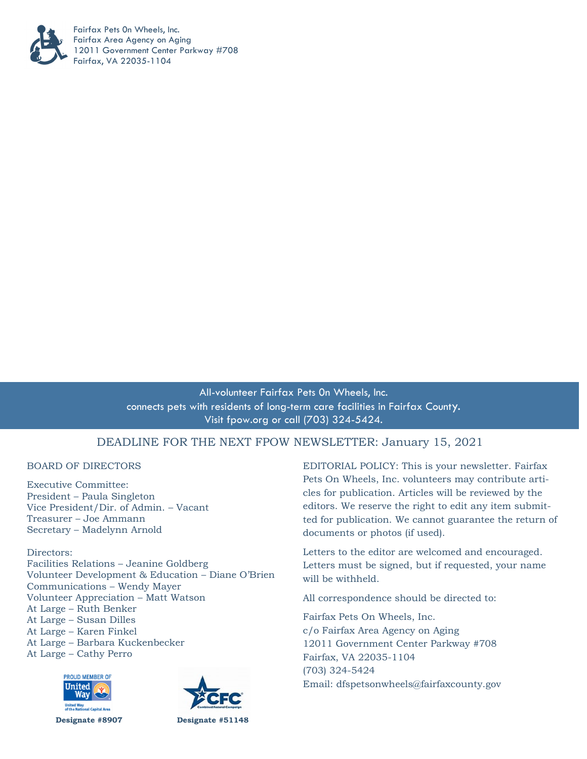Fairfax Pets 0n Wheels, Inc.
Fairfax Area Agency on Aging
12011 Government Center Parkway #708
Fairfax, VA 22035-1104

All-volunteer Fairfax Pets 0n Wheels, Inc.
connects pets with residents of long-term care facilities in Fairfax County.
Visit fpow.org or call (703) 324-5424.

DEADLINE FOR THE NEXT FPOW NEWSLETTER: January 15, 2021

BOARD OF DIRECTORS

Executive Committee:
President – Paula Singleton
Vice President/Dir. of Admin. – Vacant
Treasurer – Joe Ammann
Secretary – Madelynn Arnold

Directors:
Facilities Relations – Jeanine Goldberg
Volunteer Development & Education – Diane O'Brien
Communications – Wendy Mayer
Volunteer Appreciation – Matt Watson
At Large – Ruth Benker
At Large – Susan Dilles
At Large – Karen Finkel
At Large – Barbara Kuckenbecker
At Large – Cathy Perro

PROUD MEMBER OF United Way of the National Capital Area
**Designate #8907**

CFC Combined Federal Campaign
**Designate #51148**

EDITORIAL POLICY: This is your newsletter. Fairfax Pets On Wheels, Inc. volunteers may contribute articles for publication. Articles will be reviewed by the editors. We reserve the right to edit any item submitted for publication. We cannot guarantee the return of documents or photos (if used).

Letters to the editor are welcomed and encouraged. Letters must be signed, but if requested, your name will be withheld.

All correspondence should be directed to:

Fairfax Pets On Wheels, Inc.
c/o Fairfax Area Agency on Aging
12011 Government Center Parkway #708
Fairfax, VA 22035-1104
(703) 324-5424
Email: dfspetsonwheels@fairfaxcounty.gov